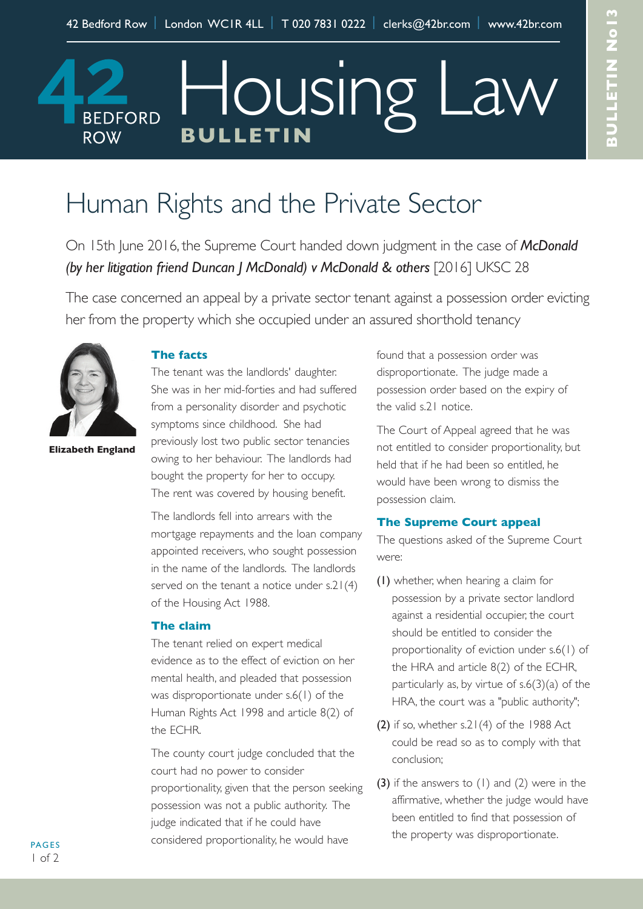42 Bedford Row | London WC1R 4LL | T 020 7831 0222 | clerks@42br.com | www.42br.com

# Housing Law BULLETIN

BULLETIN No13

## Human Rights and the Private Sector

On 15th June 2016, the Supreme Court handed down judgment in the case of ***McDonald (by her litigation friend Duncan J McDonald) v McDonald & others*** [2016] UKSC 28

The case concerned an appeal by a private sector tenant against a possession order evicting her from the property which she occupied under an assured shorthold tenancy

**Elizabeth England**

### The facts

The tenant was the landlords' daughter. She was in her mid-forties and had suffered from a personality disorder and psychotic symptoms since childhood. She had previously lost two public sector tenancies owing to her behaviour. The landlords had bought the property for her to occupy. The rent was covered by housing benefit.

The landlords fell into arrears with the mortgage repayments and the loan company appointed receivers, who sought possession in the name of the landlords. The landlords served on the tenant a notice under s.21(4) of the Housing Act 1988.

### The claim

The tenant relied on expert medical evidence as to the effect of eviction on her mental health, and pleaded that possession was disproportionate under s.6(1) of the Human Rights Act 1998 and article 8(2) of the ECHR.

The county court judge concluded that the court had no power to consider proportionality, given that the person seeking possession was not a public authority. The judge indicated that if he could have considered proportionality, he would have found that a possession order was disproportionate. The judge made a possession order based on the expiry of the valid s.21 notice.

The Court of Appeal agreed that he was not entitled to consider proportionality, but held that if he had been so entitled, he would have been wrong to dismiss the possession claim.

### The Supreme Court appeal

The questions asked of the Supreme Court were:

(1) whether, when hearing a claim for possession by a private sector landlord against a residential occupier, the court should be entitled to consider the proportionality of eviction under s.6(1) of the HRA and article 8(2) of the ECHR, particularly as, by virtue of s.6(3)(a) of the HRA, the court was a "public authority";

(2) if so, whether s.21(4) of the 1988 Act could be read so as to comply with that conclusion;

(3) if the answers to (1) and (2) were in the affirmative, whether the judge would have been entitled to find that possession of the property was disproportionate.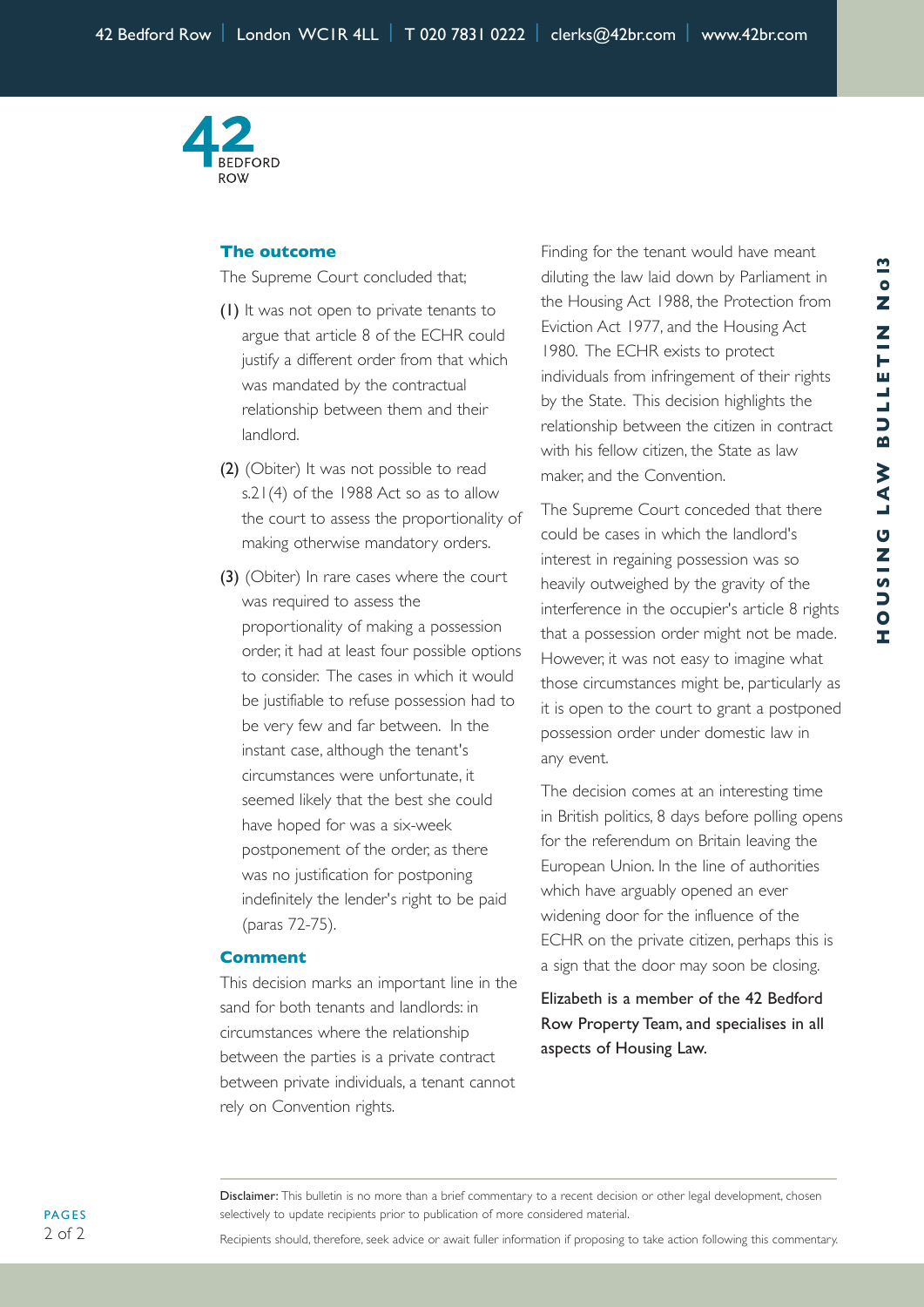### The outcome

The Supreme Court concluded that;

(1) It was not open to private tenants to argue that article 8 of the ECHR could justify a different order from that which was mandated by the contractual relationship between them and their landlord.

(2) (Obiter) It was not possible to read s.21(4) of the 1988 Act so as to allow the court to assess the proportionality of making otherwise mandatory orders.

(3) (Obiter) In rare cases where the court was required to assess the proportionality of making a possession order, it had at least four possible options to consider. The cases in which it would be justifiable to refuse possession had to be very few and far between. In the instant case, although the tenant's circumstances were unfortunate, it seemed likely that the best she could have hoped for was a six-week postponement of the order, as there was no justification for postponing indefinitely the lender's right to be paid (paras 72-75).

### Comment

This decision marks an important line in the sand for both tenants and landlords: in circumstances where the relationship between the parties is a private contract between private individuals, a tenant cannot rely on Convention rights.

Finding for the tenant would have meant diluting the law laid down by Parliament in the Housing Act 1988, the Protection from Eviction Act 1977, and the Housing Act 1980. The ECHR exists to protect individuals from infringement of their rights by the State. This decision highlights the relationship between the citizen in contract with his fellow citizen, the State as law maker, and the Convention.

The Supreme Court conceded that there could be cases in which the landlord's interest in regaining possession was so heavily outweighed by the gravity of the interference in the occupier's article 8 rights that a possession order might not be made. However, it was not easy to imagine what those circumstances might be, particularly as it is open to the court to grant a postponed possession order under domestic law in any event.

The decision comes at an interesting time in British politics, 8 days before polling opens for the referendum on Britain leaving the European Union. In the line of authorities which have arguably opened an ever widening door for the influence of the ECHR on the private citizen, perhaps this is a sign that the door may soon be closing.

Elizabeth is a member of the 42 Bedford Row Property Team, and specialises in all aspects of Housing Law.

---

**Disclaimer:** This bulletin is no more than a brief commentary to a recent decision or other legal development, chosen selectively to update recipients prior to publication of more considered material.

Recipients should, therefore, seek advice or await fuller information if proposing to take action following this commentary.